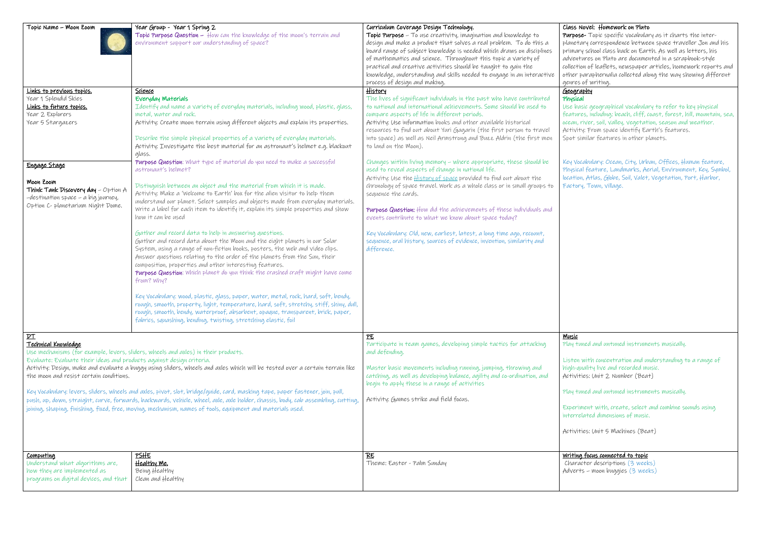| Topic Name – Moon Zoom | Year Group - Year 1 Spring 2<br>Topic Purpose Question – How can the knowledge of the moon's terrain and environment support our understanding of space? | Curriculum Coverage Design Technology.<br>**Topic Purpose** – To use creativity, imagination and knowledge to design and make a product that solves a real problem. To do this a board range of subject knowledge is needed which draws on disciplines of mathematics and science. Throughout this topic a variety of practical and creative activities should be taught to gain the knowledge, understanding and skills needed to engage in an interactive process of design and making. | Class Novel: Homework on Pluto<br>**Purpose-** Topic specific vocabulary as it charts the inter-planetary correspondence between space traveller Jon and his primary school class back on Earth. As well as letters, his adventures on Pluto are documented in a scrapbook-style collection of leaflets, newspaper articles, homework reports and other paraphernalia collected along the way showing different genres of writing. |
|---|---|---|---|
| **Links to previous topics.**<br>Year 1 Splendid Skies<br>**Links to future topics.**<br>Year 2 Explorers<br>Year 5 Stargazers<br><br>**Engage Stage**<br><br>**Moon Zoom**<br>**Think Tank Discovery day** – Option A –destination space – a big journey, Option C- planetarium Night Dome. | **Science**<br>**Everyday Materials**<br>Identify and name a variety of everyday materials, including wood, plastic, glass, metal, water and rock.<br>Activity: Create moon terrain using different objects and explain its properties.<br><br>Describe the simple physical properties of a variety of everyday materials.<br>Activity: Investigate the best material for an astronaut's helmet e.g. blackout glass.<br>**Purpose Question**: What type of material do you need to make a successful astronaut's helmet?<br><br>Distinguish between an object and the material from which it is made.<br>Activity: Make a 'Welcome to Earth' box for the alien visitor to help them understand our planet. Select samples and objects made from everyday materials. Write a label for each item to identify it, explain its simple properties and show how it can be used<br><br>Gather and record data to help in answering questions.<br>Gather and record data about the Moon and the eight planets in our Solar System, using a range of non-fiction books, posters, the web and video clips. Answer questions relating to the order of the planets from the Sun, their composition, properties and other interesting features.<br>**Purpose Question**: Which planet do you think the crashed craft might have come from? Why?<br><br>Key Vocabulary: wood, plastic, glass, paper, water, metal, rock, hard, soft, bendy, rough, smooth, property, light, temperature, hard, soft, stretchy, stiff, shiny, dull, rough, smooth, bendy, waterproof, absorbent, opaque, transparent, brick, paper, fabrics, squashing, bending, twisting, stretching elastic, foil | **History**<br>The lives of significant individuals in the past who have contributed to national and international achievements. Some should be used to compare aspects of life in different periods.<br>Activity: Use information books and other available historical resources to find out about Yuri Gagarin (the first person to travel into space) as well as Neil Armstrong and Buzz Aldrin (the first men to land on the Moon).<br><br>Changes within living memory – where appropriate, these should be used to reveal aspects of change in national life.<br>Activity: Use the History of space provided to find out about the chronology of space travel. Work as a whole class or in small groups to sequence the cards.<br><br>**Purpose Question:** How did the achievements of these individuals and events contribute to what we know about space today?<br><br>Key Vocabulary: Old, new, earliest, latest, a long time ago, recount, sequence, oral history, sources of evidence, invention, similarity and difference. | **Geography**<br>**Physical**<br>Use basic geographical vocabulary to refer to key physical features, including: beach, cliff, coast, forest, hill, mountain, sea, ocean, river, soil, valley, vegetation, season and weather.<br>Activity: From space identify Earth's features.<br>Spot similar features in other planets.<br><br>Key Vocabulary: Ocean, City, Urban, Offices, Human feature, Physical feature, Landmarks, Aerial, Environment, Key, Symbol, location, Atlas, Globe, Soil, Valet, Vegetation, Port, Harbor, Factory, Town, village. |
| **DT**<br>**Technical Knowledge**<br>Use mechanisms (for example, levers, sliders, wheels and axles) in their products.<br>Evaluate: Evaluate their ideas and products against design criteria.<br>Activity: Design, make and evaluate a buggy using sliders, wheels and axles which will be tested over a certain terrain like the moon and resist certain conditions.<br><br>Key Vocabulary: levers, sliders, wheels and axles, pivot, slot, bridge/guide, card, masking tape, paper fastener, join, pull, push, up, down, straight, curve, forwards, backwards, vehicle, wheel, axle, axle holder, chassis, body, cab assembling, cutting, joining, shaping, finishing, fixed, free, moving, mechanism, names of tools, equipment and materials used. | | **PE**<br>Participate in team games, developing simple tactics for attacking and defending.<br><br>Master basic movements including running, jumping, throwing and catching, as well as developing balance, agility and co-ordination, and begin to apply these in a range of activities<br><br>Activity: Games strike and field focus. | **Music**<br>Play tuned and untuned instruments musically.<br><br>Listen with concentration and understanding to a range of high-quality live and recorded music.<br>Activities: Unit 2 Number (Beat)<br><br>Play tuned and untuned instruments musically.<br><br>Experiment with, create, select and combine sounds using interrelated dimensions of music.<br><br>Activities: Unit 5 Machines (Beat) |
| **Computing**<br>Understand what algorithms are, how they are implemented as programs on digital devices, and that | **PSHE**<br>**Healthy Me.**<br>Being Healthy<br>Clean and Healthy | **RE**<br>Theme: Easter - Palm Sunday | **Writing focus connected to topic**<br>Character descriptions (3 weeks)<br>Adverts – moon buggies (3 weeks) |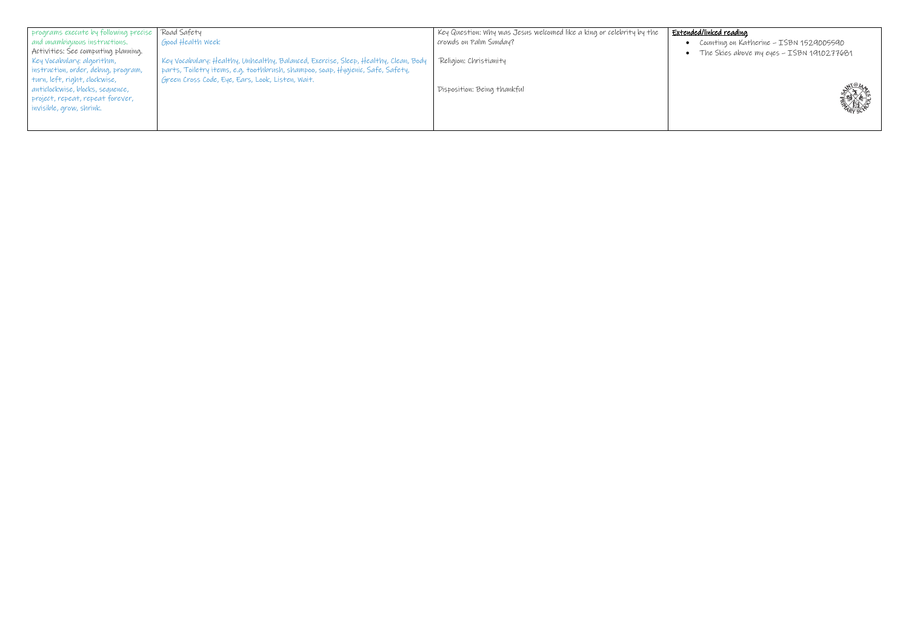| | | | |
|---|---|---|---|
| programs execute by following precise and unambiguous instructions.<br>Activities: See computing planning.<br>Key Vocabulary: algorithm, instruction, order, debug, program, turn, left, right, clockwise, anticlockwise, blocks, sequence, project, repeat, repeat forever, invisible, grow, shrink. | Road Safety<br>Good Health Week<br><br>Key Vocabulary: Healthy, Unhealthy, Balanced, Exercise, Sleep, Healthy, Clean, Body parts, Toiletry items, e.g. toothbrush, shampoo, soap, Hygienic, Safe, Safety, Green Cross Code, Eye, Ears, Look, Listen, Wait. | Key Question: Why was Jesus welcomed like a king or celebrity by the crowds on Palm Sunday?<br><br>Religion: Christianity<br><br>Disposition: Being thankful | **Extended/linked reading**<br>• Counting on Katherine – ISBN 1529005590<br>• The Skies above my eyes – ISBN 1910277681 |